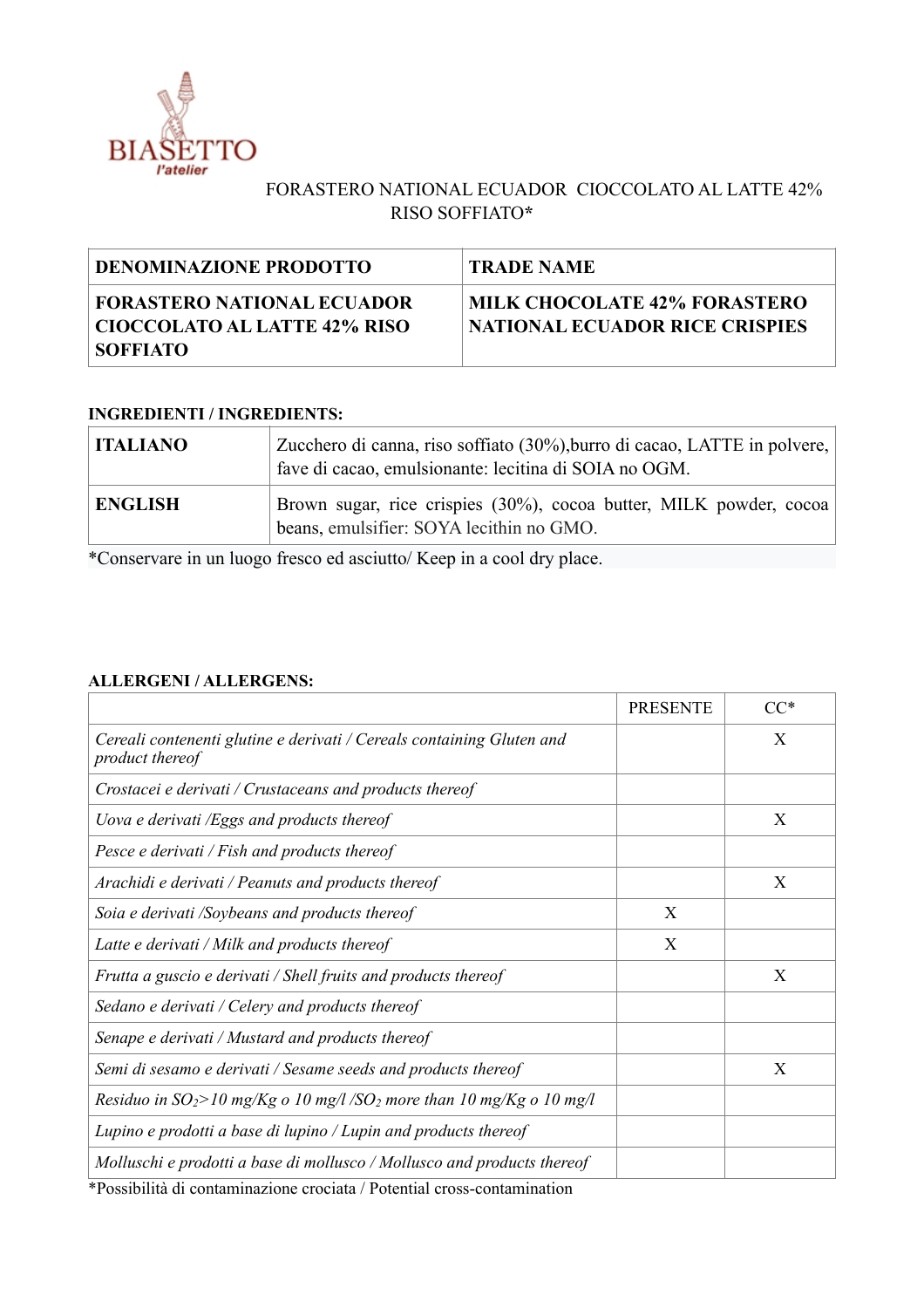BIASETTO
l'atelier

# FORASTERO NATIONAL ECUADOR CIOCCOLATO AL LATTE 42% RISO SOFFIATO*

| DENOMINAZIONE PRODOTTO | TRADE NAME |
|---|---|
| **FORASTERO NATIONAL ECUADOR CIOCCOLATO AL LATTE 42% RISO SOFFIATO** | **MILK CHOCOLATE 42% FORASTERO NATIONAL ECUADOR RICE CRISPIES** |

**INGREDIENTI / INGREDIENTS:**

| | |
|---|---|
| **ITALIANO** | Zucchero di canna, riso soffiato (30%),burro di cacao, LATTE in polvere, fave di cacao, emulsionante: lecitina di SOIA no OGM. |
| **ENGLISH** | Brown sugar, rice crispies (30%), cocoa butter, MILK powder, cocoa beans, emulsifier: SOYA lecithin no GMO. |

*Conservare in un luogo fresco ed asciutto/ Keep in a cool dry place.

**ALLERGENI / ALLERGENS:**

| | PRESENTE | CC* |
|---|---|---|
| *Cereali contenenti glutine e derivati / Cereals containing Gluten and product thereof* | | X |
| *Crostacei e derivati / Crustaceans and products thereof* | | |
| *Uova e derivati /Eggs and products thereof* | | X |
| *Pesce e derivati / Fish and products thereof* | | |
| *Arachidi e derivati / Peanuts and products thereof* | | X |
| *Soia e derivati /Soybeans and products thereof* | X | |
| *Latte e derivati / Milk and products thereof* | X | |
| *Frutta a guscio e derivati / Shell fruits and products thereof* | | X |
| *Sedano e derivati / Celery and products thereof* | | |
| *Senape e derivati / Mustard and products thereof* | | |
| *Semi di sesamo e derivati / Sesame seeds and products thereof* | | X |
| *Residuo in $SO_2$>10 mg/Kg o 10 mg/l /$SO_2$ more than 10 mg/Kg o 10 mg/l* | | |
| *Lupino e prodotti a base di lupino / Lupin and products thereof* | | |
| *Molluschi e prodotti a base di mollusco / Mollusco and products thereof* | | |

*Possibilità di contaminazione crociata / Potential cross-contamination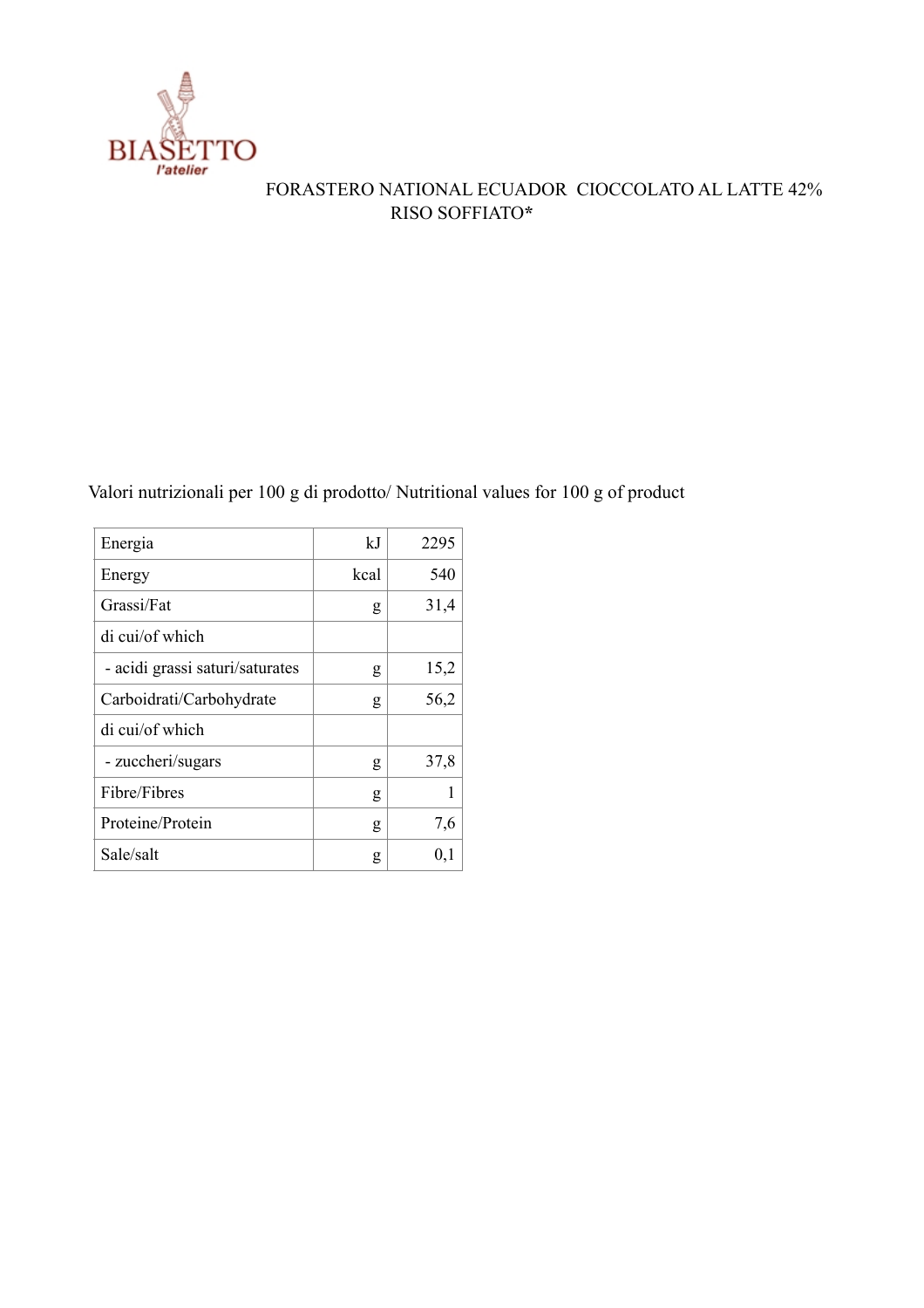BIASETTO
*l'atelier*

FORASTERO NATIONAL ECUADOR  CIOCCOLATO AL LATTE 42%
RISO SOFFIATO*

Valori nutrizionali per 100 g di prodotto/ Nutritional values for 100 g of product

| | | |
|---|---|---|
| Energia | kJ | 2295 |
| Energy | kcal | 540 |
| Grassi/Fat | g | 31,4 |
| di cui/of which | | |
| - acidi grassi saturi/saturates | g | 15,2 |
| Carboidrati/Carbohydrate | g | 56,2 |
| di cui/of which | | |
| - zuccheri/sugars | g | 37,8 |
| Fibre/Fibres | g | 1 |
| Proteine/Protein | g | 7,6 |
| Sale/salt | g | 0,1 |